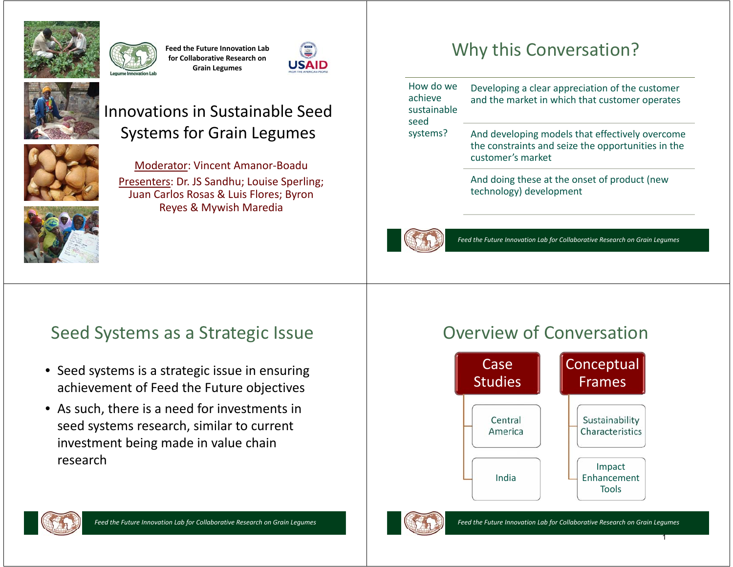Feed the Future Innovation Lab for Collaborative Research on Grain Legumes

# Innovations in Sustainable Seed Systems for Grain Legumes

Moderator: Vincent Amanor-Boadu

Presenters: Dr. JS Sandhu; Louise Sperling; Juan Carlos Rosas & Luis Flores; Byron Reyes & Mywish Maredia

## Why this Conversation?

**How do we achieve sustainable seed systems?**

- Developing a clear appreciation of the customer and the market in which that customer operates
- And developing models that effectively overcome the constraints and seize the opportunities in the customer's market
- And doing these at the onset of product (new technology) development

## Seed Systems as a Strategic Issue

- Seed systems is a strategic issue in ensuring achievement of Feed the Future objectives
- As such, there is a need for investments in seed systems research, similar to current investment being made in value chain research

## Overview of Conversation

- **Case Studies**
  - Central America
  - India
- **Conceptual Frames**
  - Sustainability Characteristics
  - Impact Enhancement Tools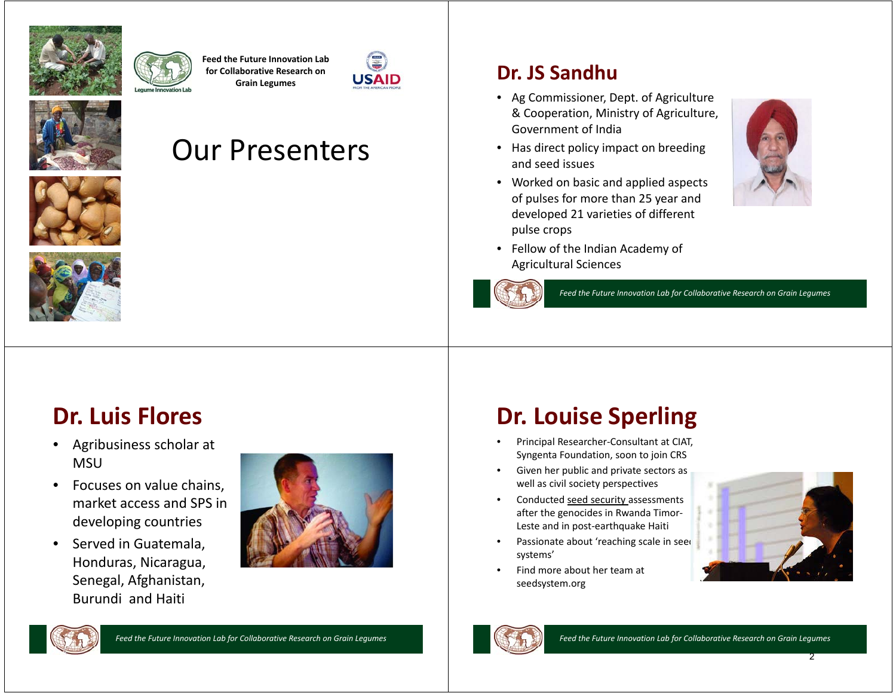Feed the Future Innovation Lab for Collaborative Research on Grain Legumes

# Our Presenters

## Dr. JS Sandhu

- Ag Commissioner, Dept. of Agriculture & Cooperation, Ministry of Agriculture, Government of India
- Has direct policy impact on breeding and seed issues
- Worked on basic and applied aspects of pulses for more than 25 year and developed 21 varieties of different pulse crops
- Fellow of the Indian Academy of Agricultural Sciences

## Dr. Luis Flores

- Agribusiness scholar at MSU
- Focuses on value chains, market access and SPS in developing countries
- Served in Guatemala, Honduras, Nicaragua, Senegal, Afghanistan, Burundi and Haiti

## Dr. Louise Sperling

- Principal Researcher-Consultant at CIAT, Syngenta Foundation, soon to join CRS
- Given her public and private sectors as well as civil society perspectives
- Conducted seed security assessments after the genocides in Rwanda Timor-Leste and in post-earthquake Haiti
- Passionate about 'reaching scale in seed systems'
- Find more about her team at seedsystem.org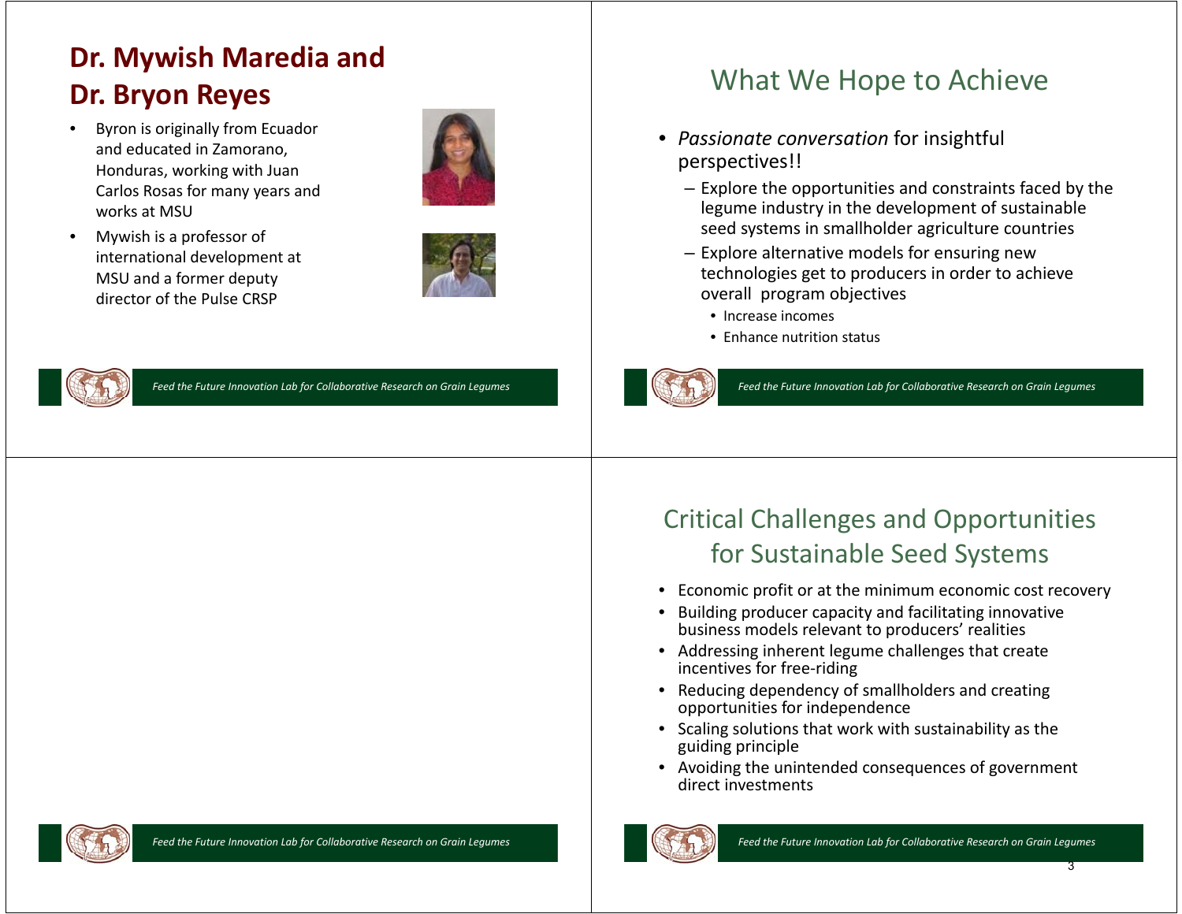## Dr. Mywish Maredia and Dr. Bryon Reyes

- Byron is originally from Ecuador and educated in Zamorano, Honduras, working with Juan Carlos Rosas for many years and works at MSU
- Mywish is a professor of international development at MSU and a former deputy director of the Pulse CRSP

## What We Hope to Achieve

- *Passionate conversation* for insightful perspectives!!
  - Explore the opportunities and constraints faced by the legume industry in the development of sustainable seed systems in smallholder agriculture countries
  - Explore alternative models for ensuring new technologies get to producers in order to achieve overall program objectives
    - Increase incomes
    - Enhance nutrition status

## Critical Challenges and Opportunities for Sustainable Seed Systems

- Economic profit or at the minimum economic cost recovery
- Building producer capacity and facilitating innovative business models relevant to producers' realities
- Addressing inherent legume challenges that create incentives for free-riding
- Reducing dependency of smallholders and creating opportunities for independence
- Scaling solutions that work with sustainability as the guiding principle
- Avoiding the unintended consequences of government direct investments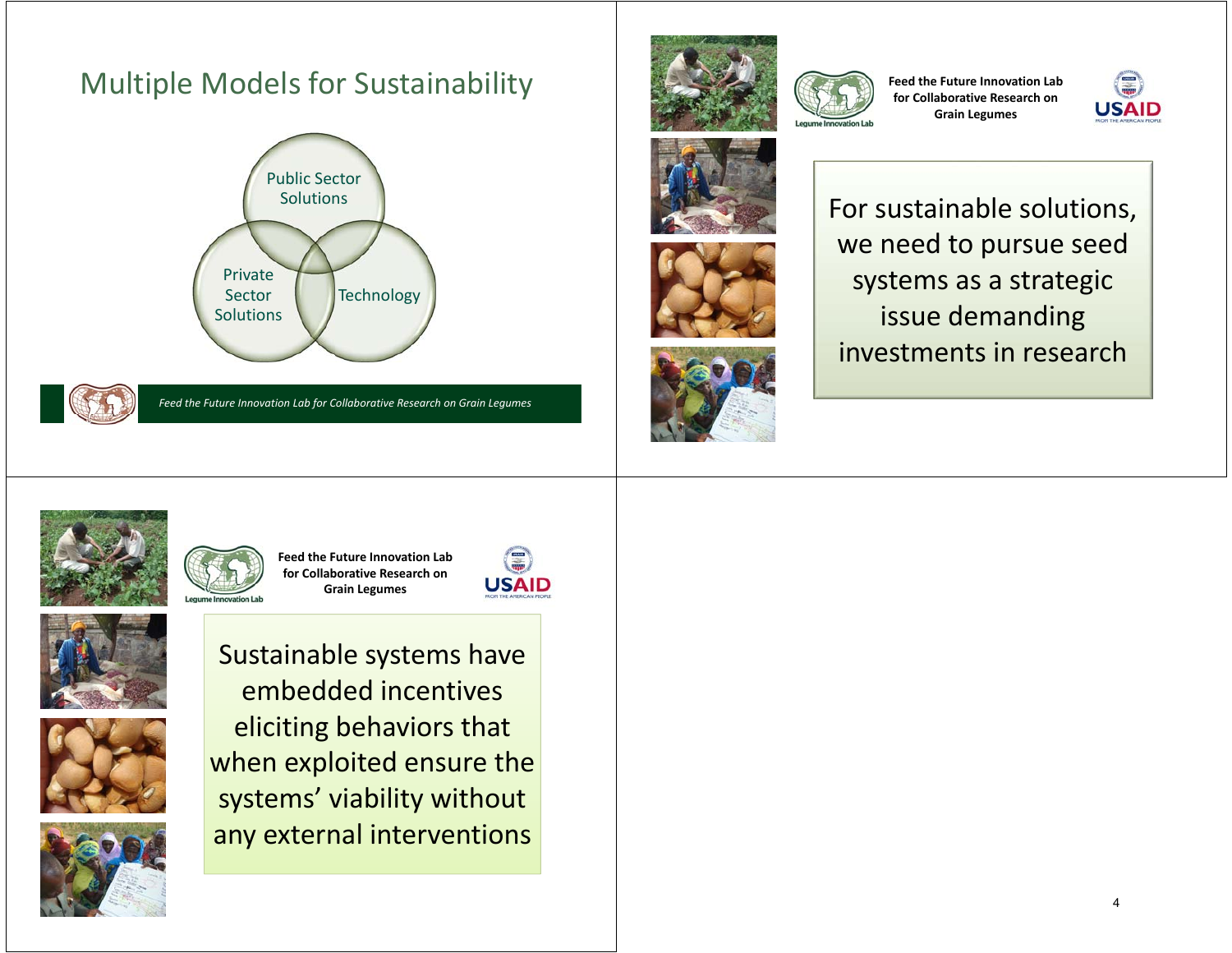## Multiple Models for Sustainability

Public Sector Solutions

Private Sector Solutions

Technology

*Feed the Future Innovation Lab for Collaborative Research on Grain Legumes*

---

**Feed the Future Innovation Lab for Collaborative Research on Grain Legumes**

Legume Innovation Lab

USAID FROM THE AMERICAN PEOPLE

For sustainable solutions, we need to pursue seed systems as a strategic issue demanding investments in research

---

**Feed the Future Innovation Lab for Collaborative Research on Grain Legumes**

Legume Innovation Lab

USAID FROM THE AMERICAN PEOPLE

Sustainable systems have embedded incentives eliciting behaviors that when exploited ensure the systems' viability without any external interventions